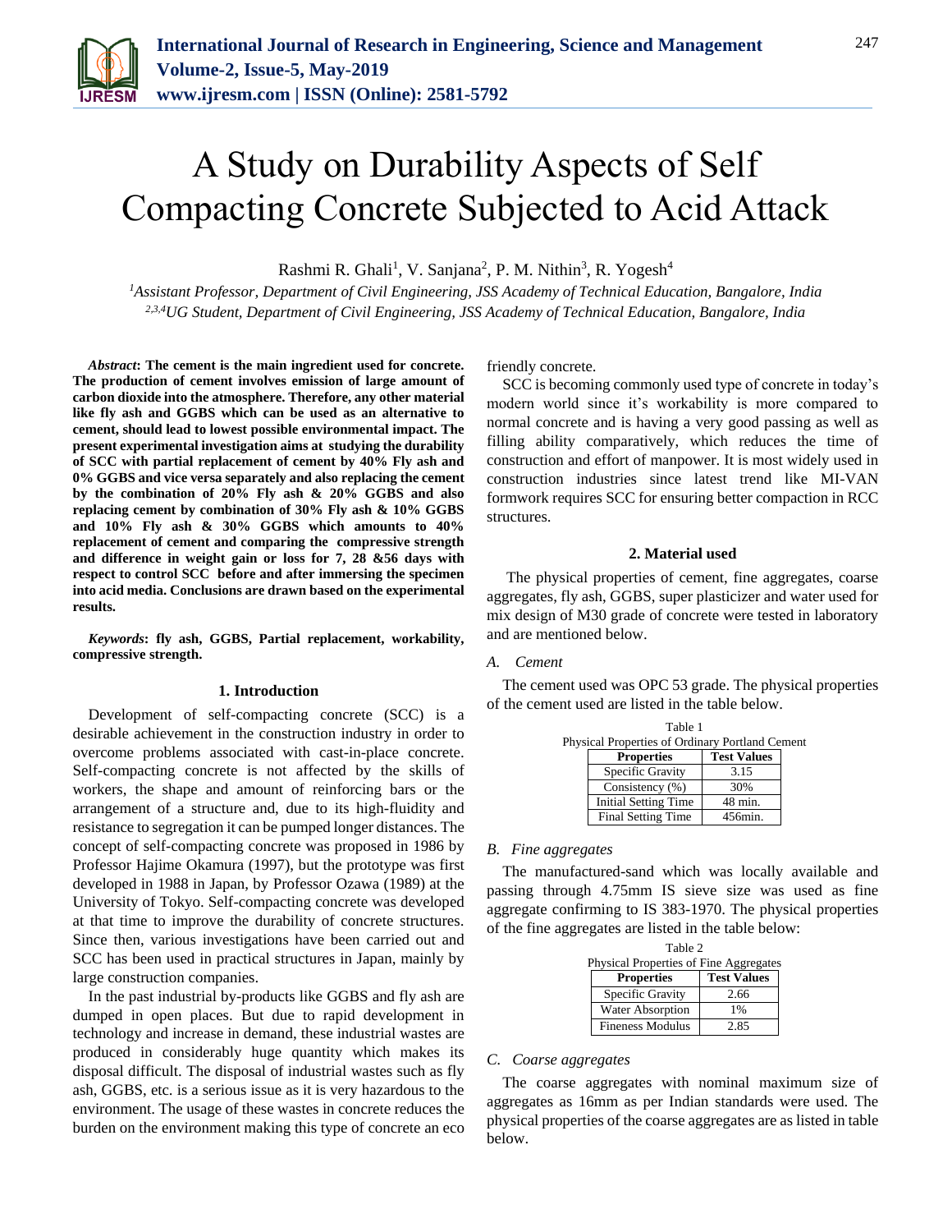# A Study on Durability Aspects of Self Compacting Concrete Subjected to Acid Attack

Rashmi R. Ghali[1], V. Sanjana[2], P. M. Nithin[3], R. Yogesh[4]

[1]*Assistant Professor, Department of Civil Engineering, JSS Academy of Technical Education, Bangalore, India*
[2,3,4]*UG Student, Department of Civil Engineering, JSS Academy of Technical Education, Bangalore, India*

***Abstract*: The cement is the main ingredient used for concrete. The production of cement involves emission of large amount of carbon dioxide into the atmosphere. Therefore, any other material like fly ash and GGBS which can be used as an alternative to cement, should lead to lowest possible environmental impact. The present experimental investigation aims at studying the durability of SCC with partial replacement of cement by 40% Fly ash and 0% GGBS and vice versa separately and also replacing the cement by the combination of 20% Fly ash & 20% GGBS and also replacing cement by combination of 30% Fly ash & 10% GGBS and 10% Fly ash & 30% GGBS which amounts to 40% replacement of cement and comparing the compressive strength and difference in weight gain or loss for 7, 28 &56 days with respect to control SCC before and after immersing the specimen into acid media. Conclusions are drawn based on the experimental results.**

***Keywords*: fly ash, GGBS, Partial replacement, workability, compressive strength.**

## 1. Introduction

Development of self-compacting concrete (SCC) is a desirable achievement in the construction industry in order to overcome problems associated with cast-in-place concrete. Self-compacting concrete is not affected by the skills of workers, the shape and amount of reinforcing bars or the arrangement of a structure and, due to its high-fluidity and resistance to segregation it can be pumped longer distances. The concept of self-compacting concrete was proposed in 1986 by Professor Hajime Okamura (1997), but the prototype was first developed in 1988 in Japan, by Professor Ozawa (1989) at the University of Tokyo. Self-compacting concrete was developed at that time to improve the durability of concrete structures. Since then, various investigations have been carried out and SCC has been used in practical structures in Japan, mainly by large construction companies.

In the past industrial by-products like GGBS and fly ash are dumped in open places. But due to rapid development in technology and increase in demand, these industrial wastes are produced in considerably huge quantity which makes its disposal difficult. The disposal of industrial wastes such as fly ash, GGBS, etc. is a serious issue as it is very hazardous to the environment. The usage of these wastes in concrete reduces the burden on the environment making this type of concrete an eco friendly concrete.

SCC is becoming commonly used type of concrete in today's modern world since it's workability is more compared to normal concrete and is having a very good passing as well as filling ability comparatively, which reduces the time of construction and effort of manpower. It is most widely used in construction industries since latest trend like MI-VAN formwork requires SCC for ensuring better compaction in RCC structures.

## 2. Material used

The physical properties of cement, fine aggregates, coarse aggregates, fly ash, GGBS, super plasticizer and water used for mix design of M30 grade of concrete were tested in laboratory and are mentioned below.

### A. *Cement*

The cement used was OPC 53 grade. The physical properties of the cement used are listed in the table below.

Table 1
Physical Properties of Ordinary Portland Cement

| Properties | Test Values |
|---|---|
| Specific Gravity | 3.15 |
| Consistency (%) | 30% |
| Initial Setting Time | 48 min. |
| Final Setting Time | 456min. |

### B. *Fine aggregates*

The manufactured-sand which was locally available and passing through 4.75mm IS sieve size was used as fine aggregate confirming to IS 383-1970. The physical properties of the fine aggregates are listed in the table below:

Table 2
Physical Properties of Fine Aggregates

| Properties | Test Values |
|---|---|
| Specific Gravity | 2.66 |
| Water Absorption | 1% |
| Fineness Modulus | 2.85 |

### C. *Coarse aggregates*

The coarse aggregates with nominal maximum size of aggregates as 16mm as per Indian standards were used. The physical properties of the coarse aggregates are as listed in table below.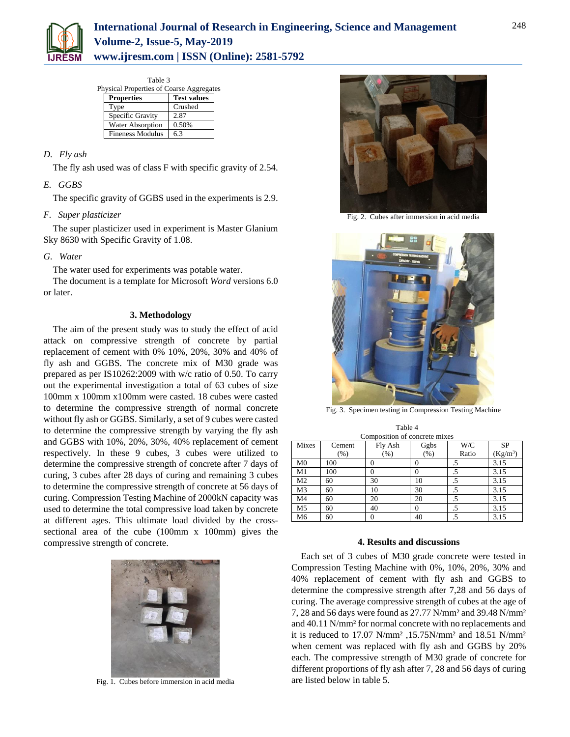Table 3
Physical Properties of Coarse Aggregates

| Properties | Test values |
|---|---|
| Type | Crushed |
| Specific Gravity | 2.87 |
| Water Absorption | 0.50% |
| Fineness Modulus | 6.3 |

*D. Fly ash*

The fly ash used was of class F with specific gravity of 2.54.

*E. GGBS*

The specific gravity of GGBS used in the experiments is 2.9.

*F. Super plasticizer*

The super plasticizer used in experiment is Master Glanium Sky 8630 with Specific Gravity of 1.08.

*G. Water*

The water used for experiments was potable water.

The document is a template for Microsoft *Word* versions 6.0 or later.

## 3. Methodology

The aim of the present study was to study the effect of acid attack on compressive strength of concrete by partial replacement of cement with 0% 10%, 20%, 30% and 40% of fly ash and GGBS. The concrete mix of M30 grade was prepared as per IS10262:2009 with w/c ratio of 0.50. To carry out the experimental investigation a total of 63 cubes of size 100mm x 100mm x100mm were casted. 18 cubes were casted to determine the compressive strength of normal concrete without fly ash or GGBS. Similarly, a set of 9 cubes were casted to determine the compressive strength by varying the fly ash and GGBS with 10%, 20%, 30%, 40% replacement of cement respectively. In these 9 cubes, 3 cubes were utilized to determine the compressive strength of concrete after 7 days of curing, 3 cubes after 28 days of curing and remaining 3 cubes to determine the compressive strength of concrete at 56 days of curing. Compression Testing Machine of 2000kN capacity was used to determine the total compressive load taken by concrete at different ages. This ultimate load divided by the cross-sectional area of the cube (100mm x 100mm) gives the compressive strength of concrete.

Fig. 1. Cubes before immersion in acid media

Fig. 2. Cubes after immersion in acid media

Fig. 3. Specimen testing in Compression Testing Machine

Table 4
Composition of concrete mixes

| Mixes | Cement (%) | Fly Ash (%) | Ggbs (%) | W/C Ratio | SP (Kg/m$^3$) |
|---|---|---|---|---|---|
| M0 | 100 | 0 | 0 | .5 | 3.15 |
| M1 | 100 | 0 | 0 | .5 | 3.15 |
| M2 | 60 | 30 | 10 | .5 | 3.15 |
| M3 | 60 | 10 | 30 | .5 | 3.15 |
| M4 | 60 | 20 | 20 | .5 | 3.15 |
| M5 | 60 | 40 | 0 | .5 | 3.15 |
| M6 | 60 | 0 | 40 | .5 | 3.15 |

## 4. Results and discussions

Each set of 3 cubes of M30 grade concrete were tested in Compression Testing Machine with 0%, 10%, 20%, 30% and 40% replacement of cement with fly ash and GGBS to determine the compressive strength after 7,28 and 56 days of curing. The average compressive strength of cubes at the age of 7, 28 and 56 days were found as 27.77 N/mm² and 39.48 N/mm² and 40.11 N/mm² for normal concrete with no replacements and it is reduced to 17.07 N/mm² ,15.75N/mm² and 18.51 N/mm² when cement was replaced with fly ash and GGBS by 20% each. The compressive strength of M30 grade of concrete for different proportions of fly ash after 7, 28 and 56 days of curing are listed below in table 5.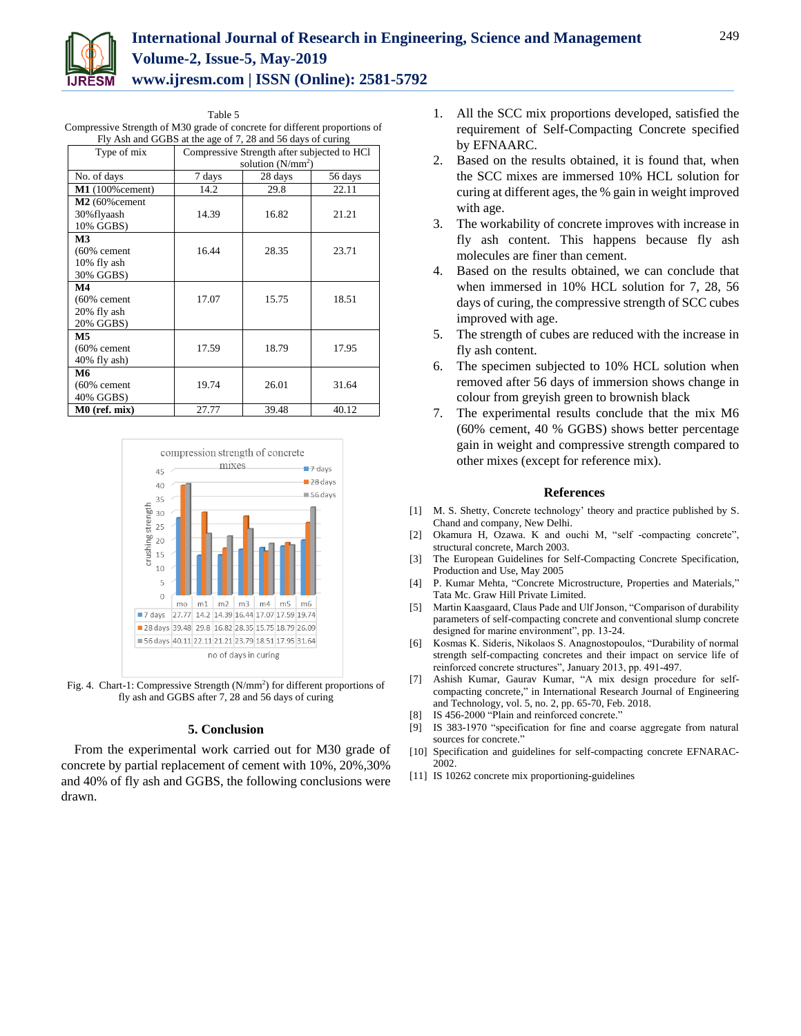Table 5
Compressive Strength of M30 grade of concrete for different proportions of Fly Ash and GGBS at the age of 7, 28 and 56 days of curing

| Type of mix | Compressive Strength after subjected to HCl solution (N/mm$^2$) | | |
|---|---|---|---|
| No. of days | 7 days | 28 days | 56 days |
| **M1** (100%cement) | 14.2 | 29.8 | 22.11 |
| **M2** (60%cement 30%flyaash 10% GGBS) | 14.39 | 16.82 | 21.21 |
| **M3** (60% cement 10% fly ash 30% GGBS) | 16.44 | 28.35 | 23.71 |
| **M4** (60% cement 20% fly ash 20% GGBS) | 17.07 | 15.75 | 18.51 |
| **M5** (60% cement 40% fly ash) | 17.59 | 18.79 | 17.95 |
| **M6** (60% cement 40% GGBS) | 19.74 | 26.01 | 31.64 |
| **M0 (ref. mix)** | 27.77 | 39.48 | 40.12 |

compression strength of concrete mixes

crushing strength

45
40
35
30
25
20
15
10
5
0

7 days
28 days
56 days

mo m1 m2 m3 m4 m5 m6

7 days 27.77 14.2 14.39 16.44 17.07 17.59 19.74

28 days 39.48 29.8 16.82 28.35 15.75 18.79 26.09

56 days 40.11 22.11 21.21 23.79 18.51 17.95 31.64

no of days in curing

Fig. 4. Chart-1: Compressive Strength (N/mm$^2$) for different proportions of fly ash and GGBS after 7, 28 and 56 days of curing

## 5. Conclusion

From the experimental work carried out for M30 grade of concrete by partial replacement of cement with 10%, 20%,30% and 40% of fly ash and GGBS, the following conclusions were drawn.

1. All the SCC mix proportions developed, satisfied the requirement of Self-Compacting Concrete specified by EFNAARC.
2. Based on the results obtained, it is found that, when the SCC mixes are immersed 10% HCL solution for curing at different ages, the % gain in weight improved with age.
3. The workability of concrete improves with increase in fly ash content. This happens because fly ash molecules are finer than cement.
4. Based on the results obtained, we can conclude that when immersed in 10% HCL solution for 7, 28, 56 days of curing, the compressive strength of SCC cubes improved with age.
5. The strength of cubes are reduced with the increase in fly ash content.
6. The specimen subjected to 10% HCL solution when removed after 56 days of immersion shows change in colour from greyish green to brownish black
7. The experimental results conclude that the mix M6 (60% cement, 40 % GGBS) shows better percentage gain in weight and compressive strength compared to other mixes (except for reference mix).

## References

[1] M. S. Shetty, Concrete technology' theory and practice published by S. Chand and company, New Delhi.
[2] Okamura H, Ozawa. K and ouchi M, "self -compacting concrete", structural concrete, March 2003.
[3] The European Guidelines for Self-Compacting Concrete Specification, Production and Use, May 2005
[4] P. Kumar Mehta, "Concrete Microstructure, Properties and Materials," Tata Mc. Graw Hill Private Limited.
[5] Martin Kaasgaard, Claus Pade and Ulf Jonson, "Comparison of durability parameters of self-compacting concrete and conventional slump concrete designed for marine environment", pp. 13-24.
[6] Kosmas K. Sideris, Nikolaos S. Anagnostopoulos, "Durability of normal strength self-compacting concretes and their impact on service life of reinforced concrete structures", January 2013, pp. 491-497.
[7] Ashish Kumar, Gaurav Kumar, "A mix design procedure for self-compacting concrete," in International Research Journal of Engineering and Technology, vol. 5, no. 2, pp. 65-70, Feb. 2018.
[8] IS 456-2000 "Plain and reinforced concrete."
[9] IS 383-1970 "specification for fine and coarse aggregate from natural sources for concrete."
[10] Specification and guidelines for self-compacting concrete EFNARAC-2002.
[11] IS 10262 concrete mix proportioning-guidelines